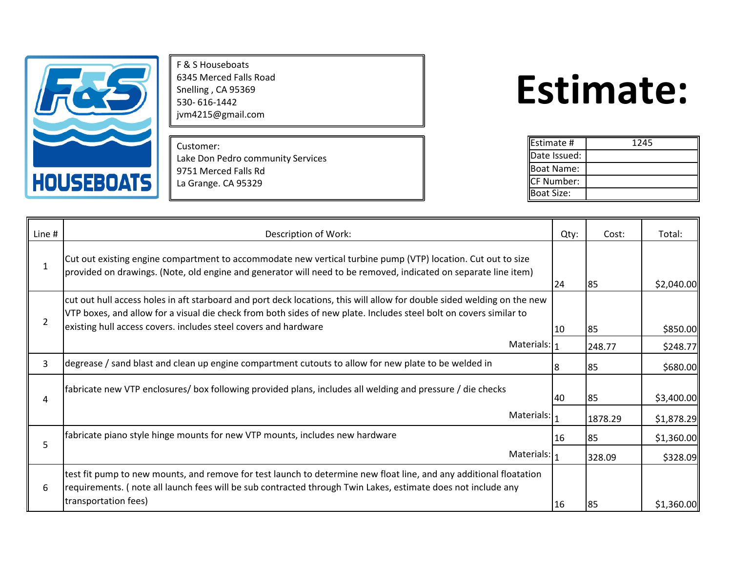F & S Houseboats
6345 Merced Falls Road
Snelling , CA 95369
530- 616-1442
jvm4215@gmail.com

# Estimate:

Customer:
Lake Don Pedro community Services
9751 Merced Falls Rd
La Grange. CA 95329

| Estimate # | 1245 |
|---|---|
| Date Issued: | |
| Boat Name: | |
| CF Number: | |
| Boat Size: | |

| Line # | Description of Work: | Qty: | Cost: | Total: |
|---|---|---|---|---|
| 1 | Cut out existing engine compartment to accommodate new vertical turbine pump (VTP) location. Cut out to size provided on drawings. (Note, old engine and generator will need to be removed, indicated on separate line item) | 24 | 85 | $2,040.00 |
| 2 | cut out hull access holes in aft starboard and port deck locations, this will allow for double sided welding on the new VTP boxes, and allow for a visual die check from both sides of new plate. Includes steel bolt on covers similar to existing hull access covers. includes steel covers and hardware | 10 | 85 | $850.00 |
| | Materials: | 1 | 248.77 | $248.77 |
| 3 | degrease / sand blast and clean up engine compartment cutouts to allow for new plate to be welded in | 8 | 85 | $680.00 |
| 4 | fabricate new VTP enclosures/ box following provided plans, includes all welding and pressure / die checks | 40 | 85 | $3,400.00 |
| | Materials: | 1 | 1878.29 | $1,878.29 |
| 5 | fabricate piano style hinge mounts for new VTP mounts, includes new hardware | 16 | 85 | $1,360.00 |
| | Materials: | 1 | 328.09 | $328.09 |
| 6 | test fit pump to new mounts, and remove for test launch to determine new float line, and any additional floatation requirements. ( note all launch fees will be sub contracted through Twin Lakes, estimate does not include any transportation fees) | 16 | 85 | $1,360.00 |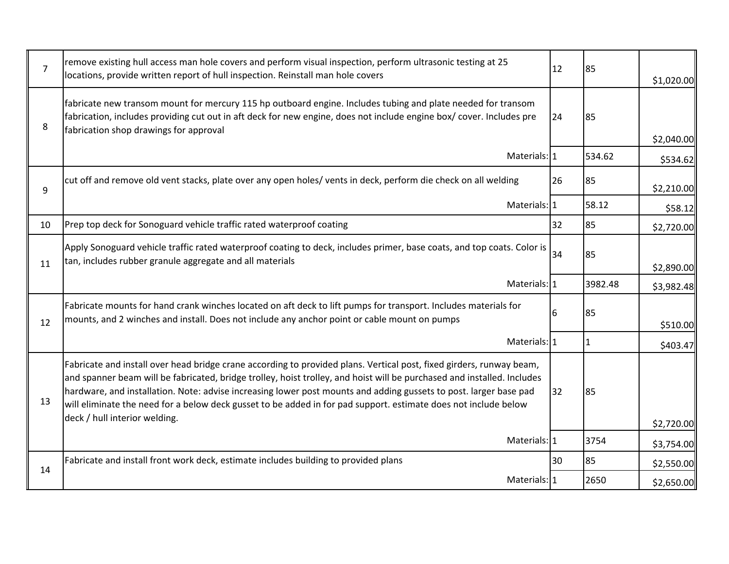| | | | | |
|---|---|---|---|---|
| 7 | remove existing hull access man hole covers and perform visual inspection, perform ultrasonic testing at 25 locations, provide written report of hull inspection. Reinstall man hole covers | 12 | 85 | $1,020.00 |
| 8 | fabricate new transom mount for mercury 115 hp outboard engine. Includes tubing and plate needed for transom fabrication, includes providing cut out in aft deck for new engine, does not include engine box/ cover. Includes pre fabrication shop drawings for approval | 24 | 85 | $2,040.00 |
| | Materials: | 1 | 534.62 | $534.62 |
| 9 | cut off and remove old vent stacks, plate over any open holes/ vents in deck, perform die check on all welding | 26 | 85 | $2,210.00 |
| | Materials: | 1 | 58.12 | $58.12 |
| 10 | Prep top deck for Sonoguard vehicle traffic rated waterproof coating | 32 | 85 | $2,720.00 |
| 11 | Apply Sonoguard vehicle traffic rated waterproof coating to deck, includes primer, base coats, and top coats. Color is tan, includes rubber granule aggregate and all materials | 34 | 85 | $2,890.00 |
| | Materials: | 1 | 3982.48 | $3,982.48 |
| 12 | Fabricate mounts for hand crank winches located on aft deck to lift pumps for transport. Includes materials for mounts, and 2 winches and install. Does not include any anchor point or cable mount on pumps | 6 | 85 | $510.00 |
| | Materials: | 1 | 1 | $403.47 |
| 13 | Fabricate and install over head bridge crane according to provided plans. Vertical post, fixed girders, runway beam, and spanner beam will be fabricated, bridge trolley, hoist trolley, and hoist will be purchased and installed. Includes hardware, and installation. Note: advise increasing lower post mounts and adding gussets to post. larger base pad will eliminate the need for a below deck gusset to be added in for pad support. estimate does not include below deck / hull interior welding. | 32 | 85 | $2,720.00 |
| | Materials: | 1 | 3754 | $3,754.00 |
| 14 | Fabricate and install front work deck, estimate includes building to provided plans | 30 | 85 | $2,550.00 |
| | Materials: | 1 | 2650 | $2,650.00 |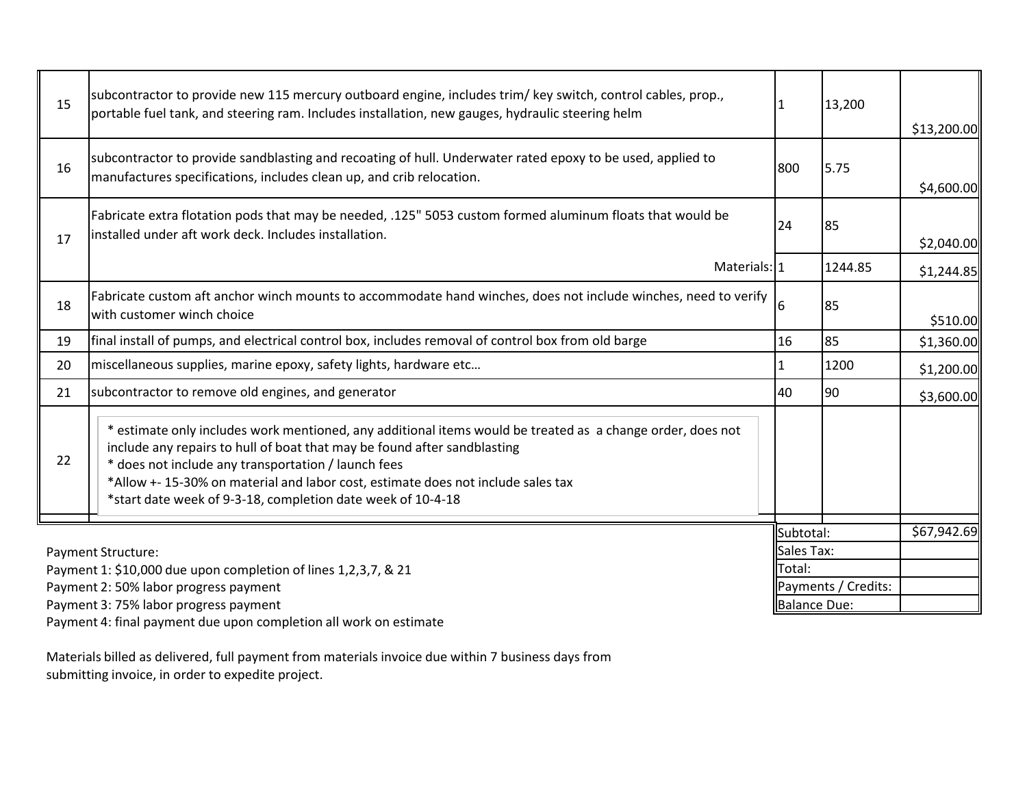| | | | | |
|---|---|---|---|---|
| 15 | subcontractor to provide new 115 mercury outboard engine, includes trim/ key switch, control cables, prop., portable fuel tank, and steering ram. Includes installation, new gauges, hydraulic steering helm | 1 | 13,200 | $13,200.00 |
| 16 | subcontractor to provide sandblasting and recoating of hull. Underwater rated epoxy to be used, applied to manufactures specifications, includes clean up, and crib relocation. | 800 | 5.75 | $4,600.00 |
| 17 | Fabricate extra flotation pods that may be needed, .125" 5053 custom formed aluminum floats that would be installed under aft work deck. Includes installation. | 24 | 85 | $2,040.00 |
| | Materials: | 1 | 1244.85 | $1,244.85 |
| 18 | Fabricate custom aft anchor winch mounts to accommodate hand winches, does not include winches, need to verify with customer winch choice | 6 | 85 | $510.00 |
| 19 | final install of pumps, and electrical control box, includes removal of control box from old barge | 16 | 85 | $1,360.00 |
| 20 | miscellaneous supplies, marine epoxy, safety lights, hardware etc… | 1 | 1200 | $1,200.00 |
| 21 | subcontractor to remove old engines, and generator | 40 | 90 | $3,600.00 |
| 22 | * estimate only includes work mentioned, any additional items would be treated as a change order, does not include any repairs to hull of boat that may be found after sandblasting<br>* does not include any transportation / launch fees<br>*Allow +- 15-30% on material and labor cost, estimate does not include sales tax<br>*start date week of 9-3-18, completion date week of 10-4-18 | | | |

| | |
|---|---|
| Subtotal: | $67,942.69 |
| Sales Tax: | |
| Total: | |
| Payments / Credits: | |
| Balance Due: | |

Payment Structure:
Payment 1: $10,000 due upon completion of lines 1,2,3,7, & 21
Payment 2: 50% labor progress payment
Payment 3: 75% labor progress payment
Payment 4: final payment due upon completion all work on estimate

Materials billed as delivered, full payment from materials invoice due within 7 business days from submitting invoice, in order to expedite project.